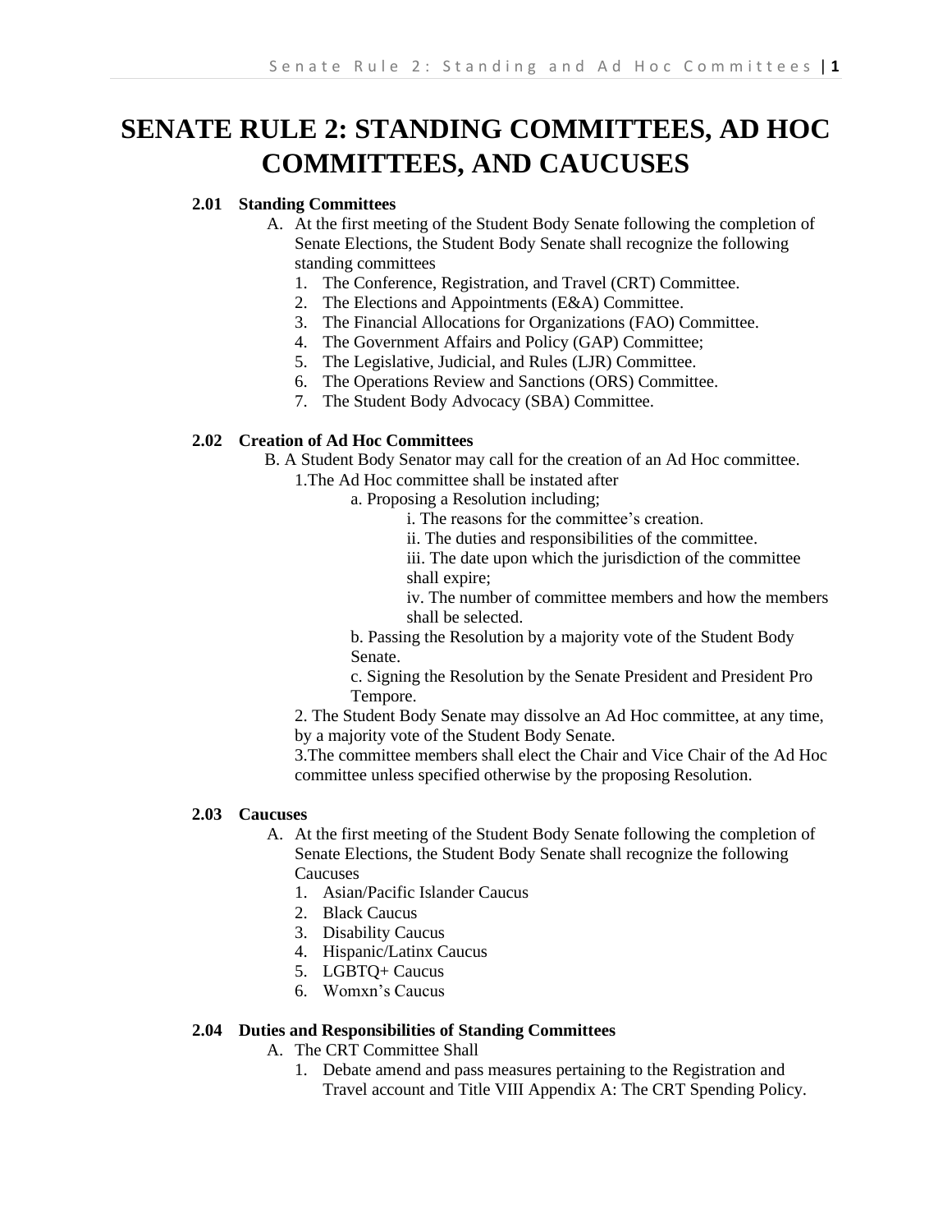# SENATE RULE 2: STANDING COMMITTEES, AD HOC COMMITTEES, AND CAUCUSES

**2.01 Standing Committees**

A. At the first meeting of the Student Body Senate following the completion of Senate Elections, the Student Body Senate shall recognize the following standing committees
   1. The Conference, Registration, and Travel (CRT) Committee.
   2. The Elections and Appointments (E&A) Committee.
   3. The Financial Allocations for Organizations (FAO) Committee.
   4. The Government Affairs and Policy (GAP) Committee;
   5. The Legislative, Judicial, and Rules (LJR) Committee.
   6. The Operations Review and Sanctions (ORS) Committee.
   7. The Student Body Advocacy (SBA) Committee.

**2.02 Creation of Ad Hoc Committees**

B. A Student Body Senator may call for the creation of an Ad Hoc committee.
   1. The Ad Hoc committee shall be instated after
      a. Proposing a Resolution including;
         i. The reasons for the committee's creation.
         ii. The duties and responsibilities of the committee.
         iii. The date upon which the jurisdiction of the committee shall expire;
         iv. The number of committee members and how the members shall be selected.
      b. Passing the Resolution by a majority vote of the Student Body Senate.
      c. Signing the Resolution by the Senate President and President Pro Tempore.
   2. The Student Body Senate may dissolve an Ad Hoc committee, at any time, by a majority vote of the Student Body Senate.
   3. The committee members shall elect the Chair and Vice Chair of the Ad Hoc committee unless specified otherwise by the proposing Resolution.

**2.03 Caucuses**

A. At the first meeting of the Student Body Senate following the completion of Senate Elections, the Student Body Senate shall recognize the following Caucuses
   1. Asian/Pacific Islander Caucus
   2. Black Caucus
   3. Disability Caucus
   4. Hispanic/Latinx Caucus
   5. LGBTQ+ Caucus
   6. Womxn's Caucus

**2.04 Duties and Responsibilities of Standing Committees**

A. The CRT Committee Shall
   1. Debate amend and pass measures pertaining to the Registration and Travel account and Title VIII Appendix A: The CRT Spending Policy.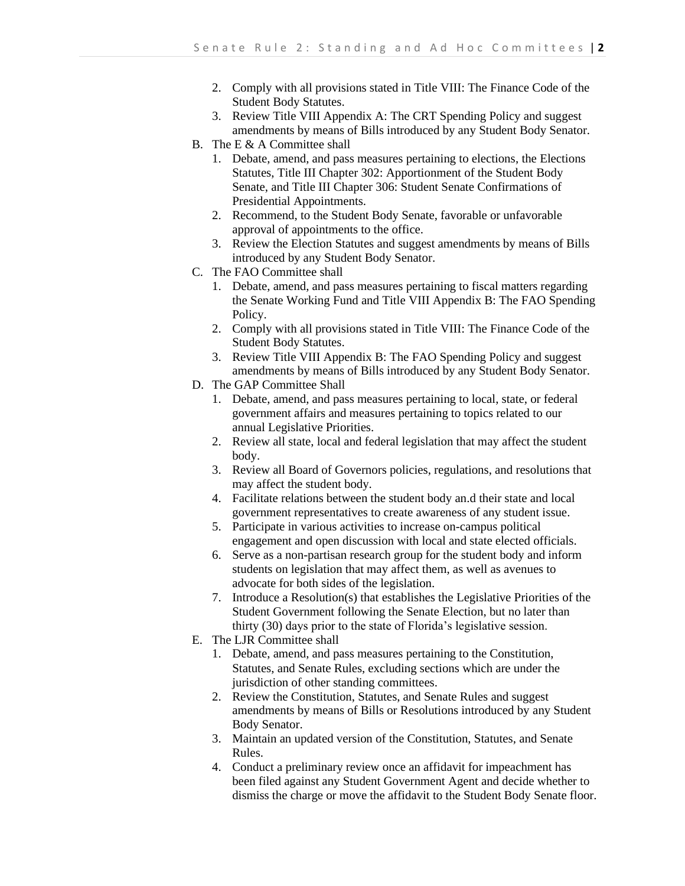2. Comply with all provisions stated in Title VIII: The Finance Code of the Student Body Statutes.
3. Review Title VIII Appendix A: The CRT Spending Policy and suggest amendments by means of Bills introduced by any Student Body Senator.

B. The E & A Committee shall
   1. Debate, amend, and pass measures pertaining to elections, the Elections Statutes, Title III Chapter 302: Apportionment of the Student Body Senate, and Title III Chapter 306: Student Senate Confirmations of Presidential Appointments.
   2. Recommend, to the Student Body Senate, favorable or unfavorable approval of appointments to the office.
   3. Review the Election Statutes and suggest amendments by means of Bills introduced by any Student Body Senator.

C. The FAO Committee shall
   1. Debate, amend, and pass measures pertaining to fiscal matters regarding the Senate Working Fund and Title VIII Appendix B: The FAO Spending Policy.
   2. Comply with all provisions stated in Title VIII: The Finance Code of the Student Body Statutes.
   3. Review Title VIII Appendix B: The FAO Spending Policy and suggest amendments by means of Bills introduced by any Student Body Senator.

D. The GAP Committee Shall
   1. Debate, amend, and pass measures pertaining to local, state, or federal government affairs and measures pertaining to topics related to our annual Legislative Priorities.
   2. Review all state, local and federal legislation that may affect the student body.
   3. Review all Board of Governors policies, regulations, and resolutions that may affect the student body.
   4. Facilitate relations between the student body an.d their state and local government representatives to create awareness of any student issue.
   5. Participate in various activities to increase on-campus political engagement and open discussion with local and state elected officials.
   6. Serve as a non-partisan research group for the student body and inform students on legislation that may affect them, as well as avenues to advocate for both sides of the legislation.
   7. Introduce a Resolution(s) that establishes the Legislative Priorities of the Student Government following the Senate Election, but no later than thirty (30) days prior to the state of Florida's legislative session.

E. The LJR Committee shall
   1. Debate, amend, and pass measures pertaining to the Constitution, Statutes, and Senate Rules, excluding sections which are under the jurisdiction of other standing committees.
   2. Review the Constitution, Statutes, and Senate Rules and suggest amendments by means of Bills or Resolutions introduced by any Student Body Senator.
   3. Maintain an updated version of the Constitution, Statutes, and Senate Rules.
   4. Conduct a preliminary review once an affidavit for impeachment has been filed against any Student Government Agent and decide whether to dismiss the charge or move the affidavit to the Student Body Senate floor.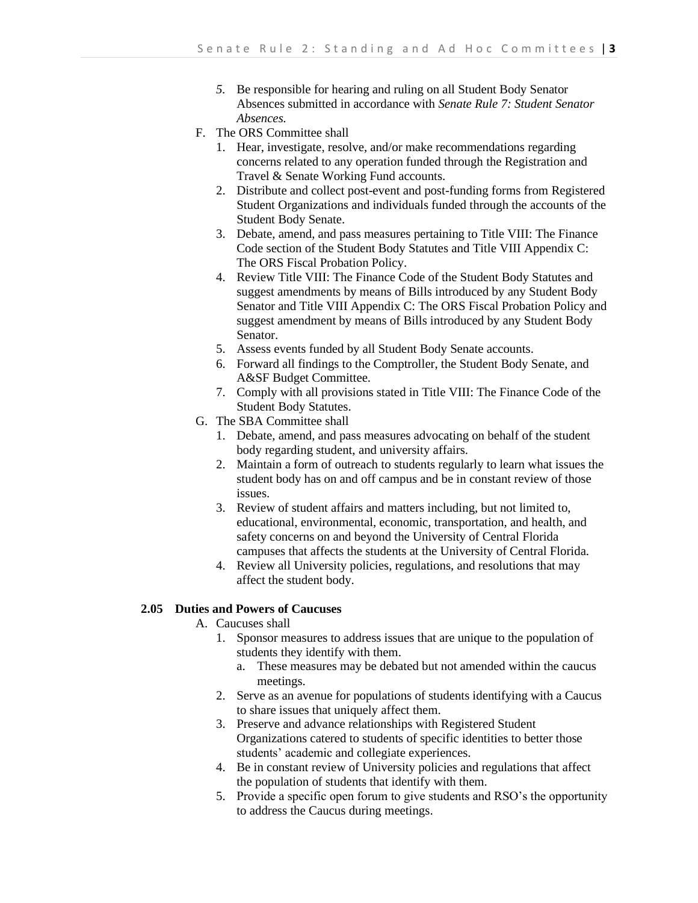5. Be responsible for hearing and ruling on all Student Body Senator Absences submitted in accordance with *Senate Rule 7: Student Senator Absences.*

F. The ORS Committee shall
   1. Hear, investigate, resolve, and/or make recommendations regarding concerns related to any operation funded through the Registration and Travel & Senate Working Fund accounts.
   2. Distribute and collect post-event and post-funding forms from Registered Student Organizations and individuals funded through the accounts of the Student Body Senate.
   3. Debate, amend, and pass measures pertaining to Title VIII: The Finance Code section of the Student Body Statutes and Title VIII Appendix C: The ORS Fiscal Probation Policy.
   4. Review Title VIII: The Finance Code of the Student Body Statutes and suggest amendments by means of Bills introduced by any Student Body Senator and Title VIII Appendix C: The ORS Fiscal Probation Policy and suggest amendment by means of Bills introduced by any Student Body Senator.
   5. Assess events funded by all Student Body Senate accounts.
   6. Forward all findings to the Comptroller, the Student Body Senate, and A&SF Budget Committee.
   7. Comply with all provisions stated in Title VIII: The Finance Code of the Student Body Statutes.

G. The SBA Committee shall
   1. Debate, amend, and pass measures advocating on behalf of the student body regarding student, and university affairs.
   2. Maintain a form of outreach to students regularly to learn what issues the student body has on and off campus and be in constant review of those issues.
   3. Review of student affairs and matters including, but not limited to, educational, environmental, economic, transportation, and health, and safety concerns on and beyond the University of Central Florida campuses that affects the students at the University of Central Florida.
   4. Review all University policies, regulations, and resolutions that may affect the student body.

### 2.05 Duties and Powers of Caucuses

A. Caucuses shall
   1. Sponsor measures to address issues that are unique to the population of students they identify with them.
      a. These measures may be debated but not amended within the caucus meetings.
   2. Serve as an avenue for populations of students identifying with a Caucus to share issues that uniquely affect them.
   3. Preserve and advance relationships with Registered Student Organizations catered to students of specific identities to better those students' academic and collegiate experiences.
   4. Be in constant review of University policies and regulations that affect the population of students that identify with them.
   5. Provide a specific open forum to give students and RSO's the opportunity to address the Caucus during meetings.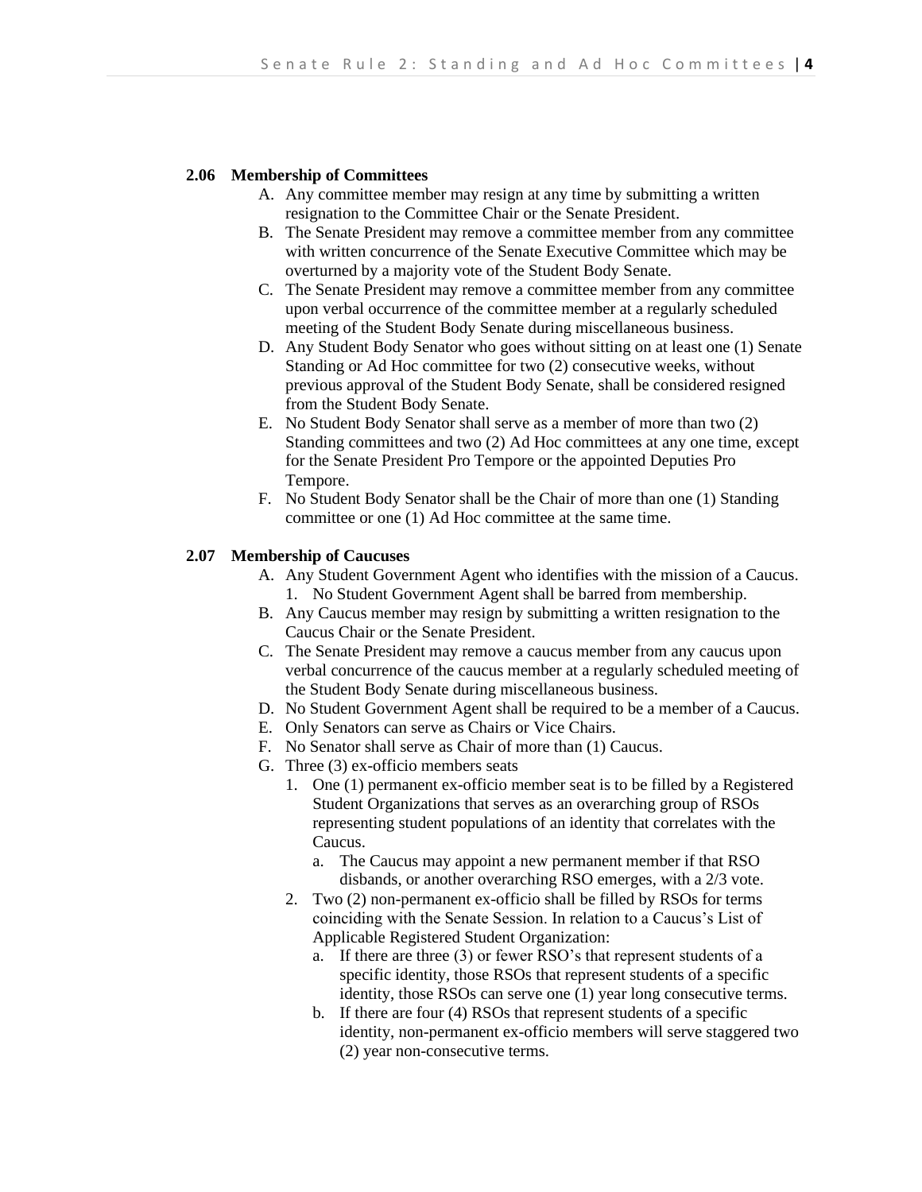### 2.06 Membership of Committees

A. Any committee member may resign at any time by submitting a written resignation to the Committee Chair or the Senate President.
B. The Senate President may remove a committee member from any committee with written concurrence of the Senate Executive Committee which may be overturned by a majority vote of the Student Body Senate.
C. The Senate President may remove a committee member from any committee upon verbal occurrence of the committee member at a regularly scheduled meeting of the Student Body Senate during miscellaneous business.
D. Any Student Body Senator who goes without sitting on at least one (1) Senate Standing or Ad Hoc committee for two (2) consecutive weeks, without previous approval of the Student Body Senate, shall be considered resigned from the Student Body Senate.
E. No Student Body Senator shall serve as a member of more than two (2) Standing committees and two (2) Ad Hoc committees at any one time, except for the Senate President Pro Tempore or the appointed Deputies Pro Tempore.
F. No Student Body Senator shall be the Chair of more than one (1) Standing committee or one (1) Ad Hoc committee at the same time.

### 2.07 Membership of Caucuses

A. Any Student Government Agent who identifies with the mission of a Caucus.
   1. No Student Government Agent shall be barred from membership.
B. Any Caucus member may resign by submitting a written resignation to the Caucus Chair or the Senate President.
C. The Senate President may remove a caucus member from any caucus upon verbal concurrence of the caucus member at a regularly scheduled meeting of the Student Body Senate during miscellaneous business.
D. No Student Government Agent shall be required to be a member of a Caucus.
E. Only Senators can serve as Chairs or Vice Chairs.
F. No Senator shall serve as Chair of more than (1) Caucus.
G. Three (3) ex-officio members seats
   1. One (1) permanent ex-officio member seat is to be filled by a Registered Student Organizations that serves as an overarching group of RSOs representing student populations of an identity that correlates with the Caucus.
      a. The Caucus may appoint a new permanent member if that RSO disbands, or another overarching RSO emerges, with a 2/3 vote.
   2. Two (2) non-permanent ex-officio shall be filled by RSOs for terms coinciding with the Senate Session. In relation to a Caucus's List of Applicable Registered Student Organization:
      a. If there are three (3) or fewer RSO's that represent students of a specific identity, those RSOs that represent students of a specific identity, those RSOs can serve one (1) year long consecutive terms.
      b. If there are four (4) RSOs that represent students of a specific identity, non-permanent ex-officio members will serve staggered two (2) year non-consecutive terms.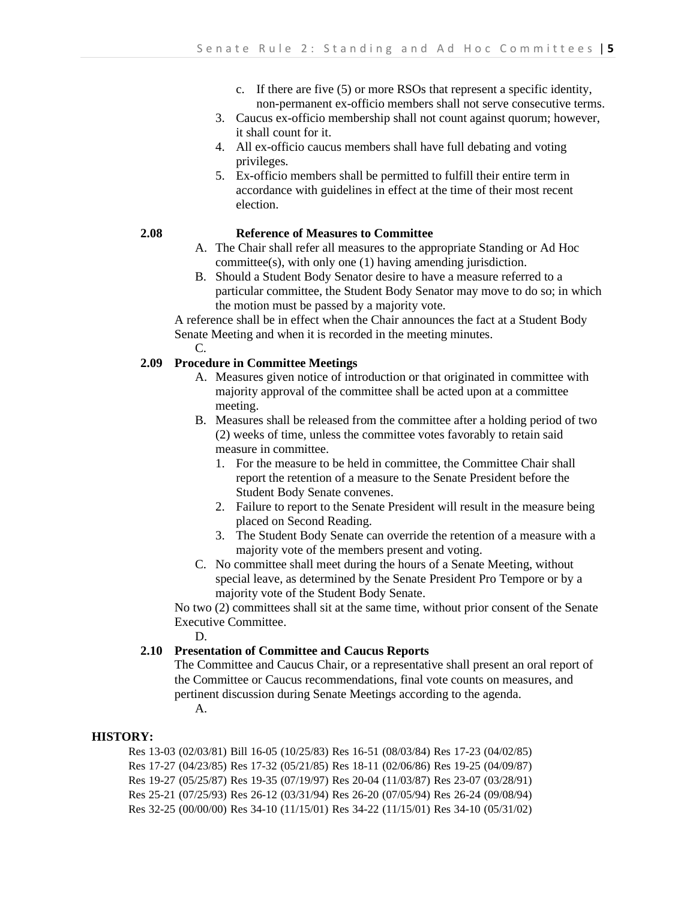c. If there are five (5) or more RSOs that represent a specific identity, non-permanent ex-officio members shall not serve consecutive terms.
3. Caucus ex-officio membership shall not count against quorum; however, it shall count for it.
4. All ex-officio caucus members shall have full debating and voting privileges.
5. Ex-officio members shall be permitted to fulfill their entire term in accordance with guidelines in effect at the time of their most recent election.

**2.08 Reference of Measures to Committee**

A. The Chair shall refer all measures to the appropriate Standing or Ad Hoc committee(s), with only one (1) having amending jurisdiction.
B. Should a Student Body Senator desire to have a measure referred to a particular committee, the Student Body Senator may move to do so; in which the motion must be passed by a majority vote.

A reference shall be in effect when the Chair announces the fact at a Student Body Senate Meeting and when it is recorded in the meeting minutes.

C.

**2.09 Procedure in Committee Meetings**

A. Measures given notice of introduction or that originated in committee with majority approval of the committee shall be acted upon at a committee meeting.
B. Measures shall be released from the committee after a holding period of two (2) weeks of time, unless the committee votes favorably to retain said measure in committee.
   1. For the measure to be held in committee, the Committee Chair shall report the retention of a measure to the Senate President before the Student Body Senate convenes.
   2. Failure to report to the Senate President will result in the measure being placed on Second Reading.
   3. The Student Body Senate can override the retention of a measure with a majority vote of the members present and voting.
C. No committee shall meet during the hours of a Senate Meeting, without special leave, as determined by the Senate President Pro Tempore or by a majority vote of the Student Body Senate.

No two (2) committees shall sit at the same time, without prior consent of the Senate Executive Committee.

D.

**2.10 Presentation of Committee and Caucus Reports**

The Committee and Caucus Chair, or a representative shall present an oral report of the Committee or Caucus recommendations, final vote counts on measures, and pertinent discussion during Senate Meetings according to the agenda.

A.

**HISTORY:**

Res 13-03 (02/03/81) Bill 16-05 (10/25/83) Res 16-51 (08/03/84) Res 17-23 (04/02/85) Res 17-27 (04/23/85) Res 17-32 (05/21/85) Res 18-11 (02/06/86) Res 19-25 (04/09/87) Res 19-27 (05/25/87) Res 19-35 (07/19/97) Res 20-04 (11/03/87) Res 23-07 (03/28/91) Res 25-21 (07/25/93) Res 26-12 (03/31/94) Res 26-20 (07/05/94) Res 26-24 (09/08/94) Res 32-25 (00/00/00) Res 34-10 (11/15/01) Res 34-22 (11/15/01) Res 34-10 (05/31/02)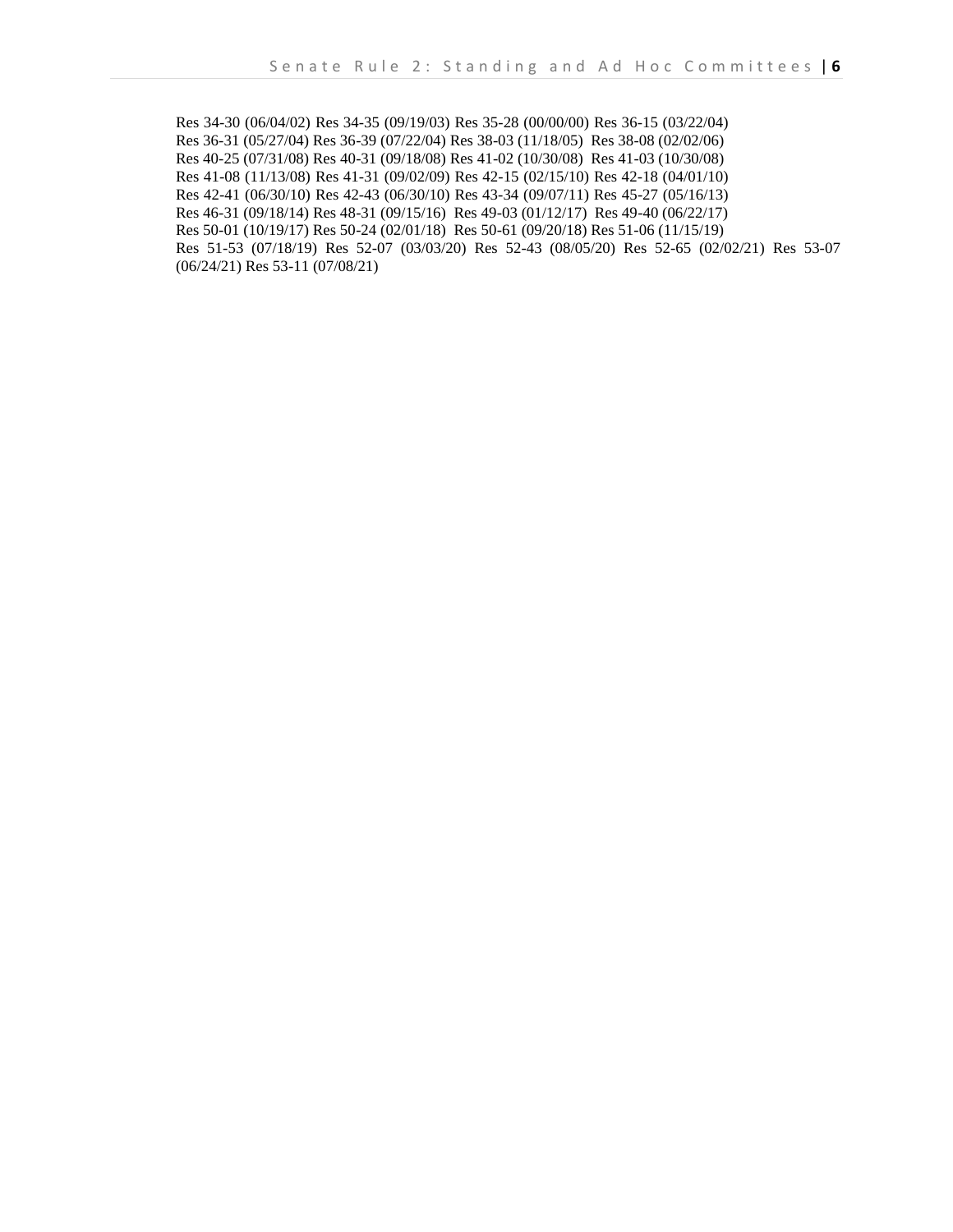Res 34-30 (06/04/02) Res 34-35 (09/19/03) Res 35-28 (00/00/00) Res 36-15 (03/22/04)
Res 36-31 (05/27/04) Res 36-39 (07/22/04) Res 38-03 (11/18/05) Res 38-08 (02/02/06)
Res 40-25 (07/31/08) Res 40-31 (09/18/08) Res 41-02 (10/30/08) Res 41-03 (10/30/08)
Res 41-08 (11/13/08) Res 41-31 (09/02/09) Res 42-15 (02/15/10) Res 42-18 (04/01/10)
Res 42-41 (06/30/10) Res 42-43 (06/30/10) Res 43-34 (09/07/11) Res 45-27 (05/16/13)
Res 46-31 (09/18/14) Res 48-31 (09/15/16) Res 49-03 (01/12/17) Res 49-40 (06/22/17)
Res 50-01 (10/19/17) Res 50-24 (02/01/18) Res 50-61 (09/20/18) Res 51-06 (11/15/19)
Res 51-53 (07/18/19) Res 52-07 (03/03/20) Res 52-43 (08/05/20) Res 52-65 (02/02/21) Res 53-07 (06/24/21) Res 53-11 (07/08/21)